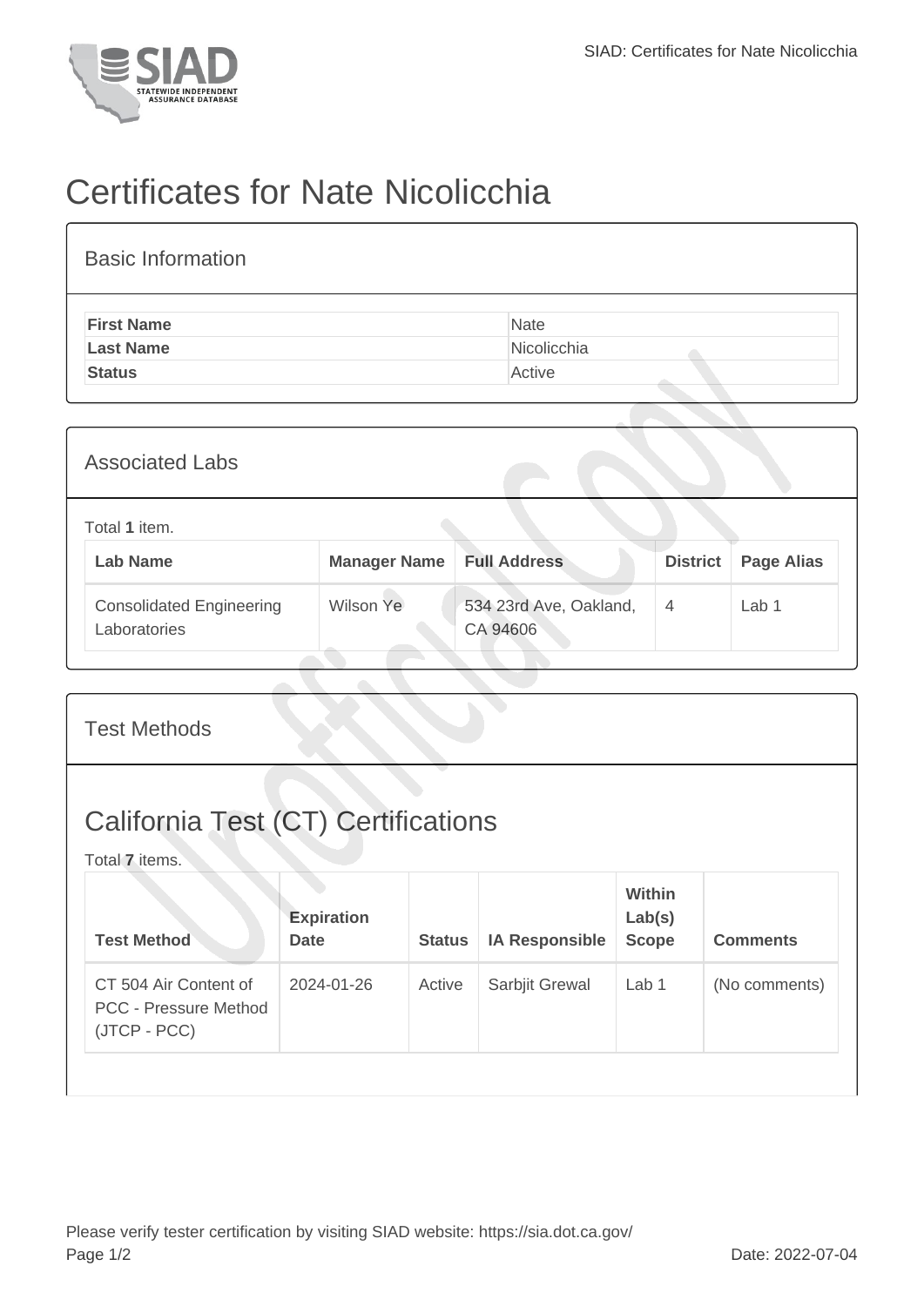# Certificates for Nate Nicolicchia

## Basic Information

| | |
|---|---|
| **First Name** | Nate |
| **Last Name** | Nicolicchia |
| **Status** | Active |

## Associated Labs

Total **1** item.

| Lab Name | Manager Name | Full Address | District | Page Alias |
|---|---|---|---|---|
| Consolidated Engineering Laboratories | Wilson Ye | 534 23rd Ave, Oakland, CA 94606 | 4 | Lab 1 |

## Test Methods

### California Test (CT) Certifications

Total **7** items.

| Test Method | Expiration Date | Status | IA Responsible | Within Lab(s) Scope | Comments |
|---|---|---|---|---|---|
| CT 504 Air Content of PCC - Pressure Method (JTCP - PCC) | 2024-01-26 | Active | Sarbjit Grewal | Lab 1 | (No comments) |

Please verify tester certification by visiting SIAD website: https://sia.dot.ca.gov/

Date: 2022-07-04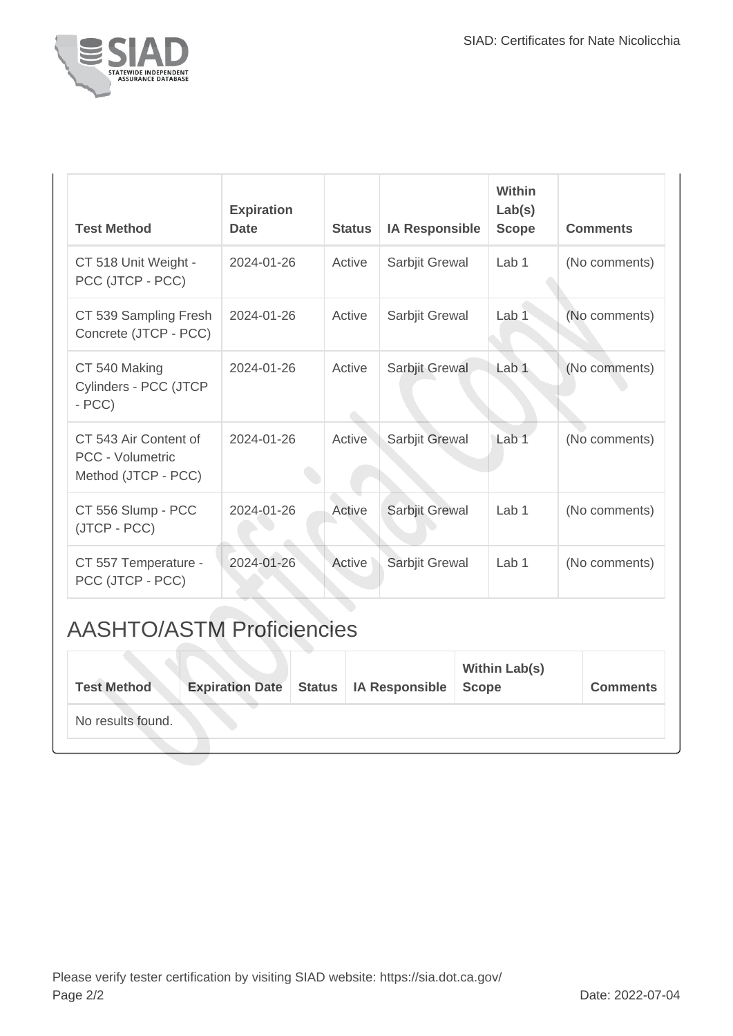| Test Method | Expiration Date | Status | IA Responsible | Within Lab(s) Scope | Comments |
|---|---|---|---|---|---|
| CT 518 Unit Weight - PCC (JTCP - PCC) | 2024-01-26 | Active | Sarbjit Grewal | Lab 1 | (No comments) |
| CT 539 Sampling Fresh Concrete (JTCP - PCC) | 2024-01-26 | Active | Sarbjit Grewal | Lab 1 | (No comments) |
| CT 540 Making Cylinders - PCC (JTCP - PCC) | 2024-01-26 | Active | Sarbjit Grewal | Lab 1 | (No comments) |
| CT 543 Air Content of PCC - Volumetric Method (JTCP - PCC) | 2024-01-26 | Active | Sarbjit Grewal | Lab 1 | (No comments) |
| CT 556 Slump - PCC (JTCP - PCC) | 2024-01-26 | Active | Sarbjit Grewal | Lab 1 | (No comments) |
| CT 557 Temperature - PCC (JTCP - PCC) | 2024-01-26 | Active | Sarbjit Grewal | Lab 1 | (No comments) |

## AASHTO/ASTM Proficiencies

| Test Method | Expiration Date | Status | IA Responsible | Within Lab(s) Scope | Comments |
|---|---|---|---|---|---|
| No results found. | | | | | |

Please verify tester certification by visiting SIAD website: https://sia.dot.ca.gov/

Date: 2022-07-04